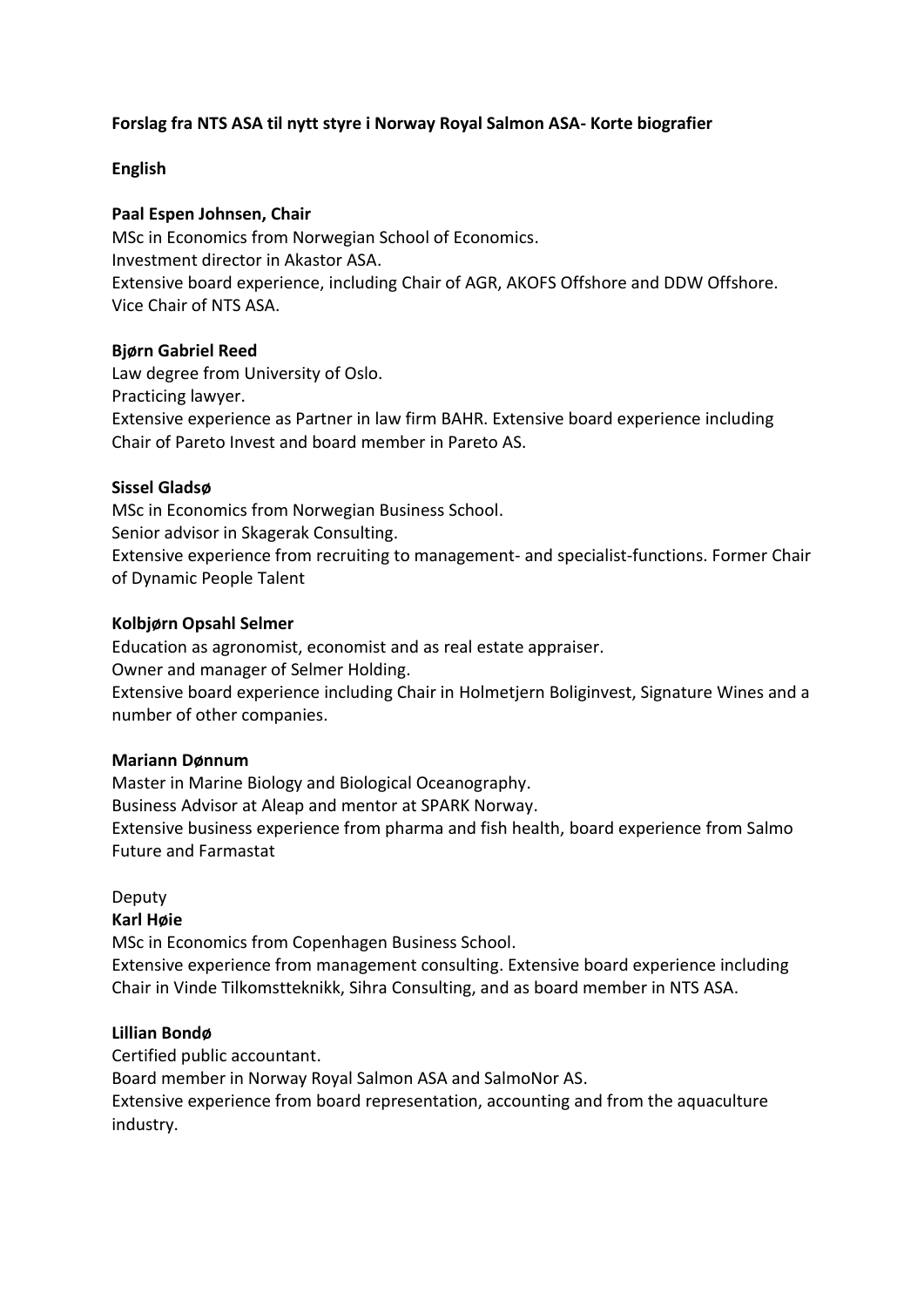**Forslag fra NTS ASA til nytt styre i Norway Royal Salmon ASA- Korte biografier**

**English**

**Paal Espen Johnsen, Chair**
MSc in Economics from Norwegian School of Economics.
Investment director in Akastor ASA.
Extensive board experience, including Chair of AGR, AKOFS Offshore and DDW Offshore.
Vice Chair of NTS ASA.

**Bjørn Gabriel Reed**
Law degree from University of Oslo.
Practicing lawyer.
Extensive experience as Partner in law firm BAHR. Extensive board experience including Chair of Pareto Invest and board member in Pareto AS.

**Sissel Gladsø**
MSc in Economics from Norwegian Business School.
Senior advisor in Skagerak Consulting.
Extensive experience from recruiting to management- and specialist-functions. Former Chair of Dynamic People Talent

**Kolbjørn Opsahl Selmer**
Education as agronomist, economist and as real estate appraiser.
Owner and manager of Selmer Holding.
Extensive board experience including Chair in Holmetjern Boliginvest, Signature Wines and a number of other companies.

**Mariann Dønnum**
Master in Marine Biology and Biological Oceanography.
Business Advisor at Aleap and mentor at SPARK Norway.
Extensive business experience from pharma and fish health, board experience from Salmo Future and Farmastat

Deputy
**Karl Høie**
MSc in Economics from Copenhagen Business School.
Extensive experience from management consulting. Extensive board experience including Chair in Vinde Tilkomstteknikk, Sihra Consulting, and as board member in NTS ASA.

**Lillian Bondø**
Certified public accountant.
Board member in Norway Royal Salmon ASA and SalmoNor AS.
Extensive experience from board representation, accounting and from the aquaculture industry.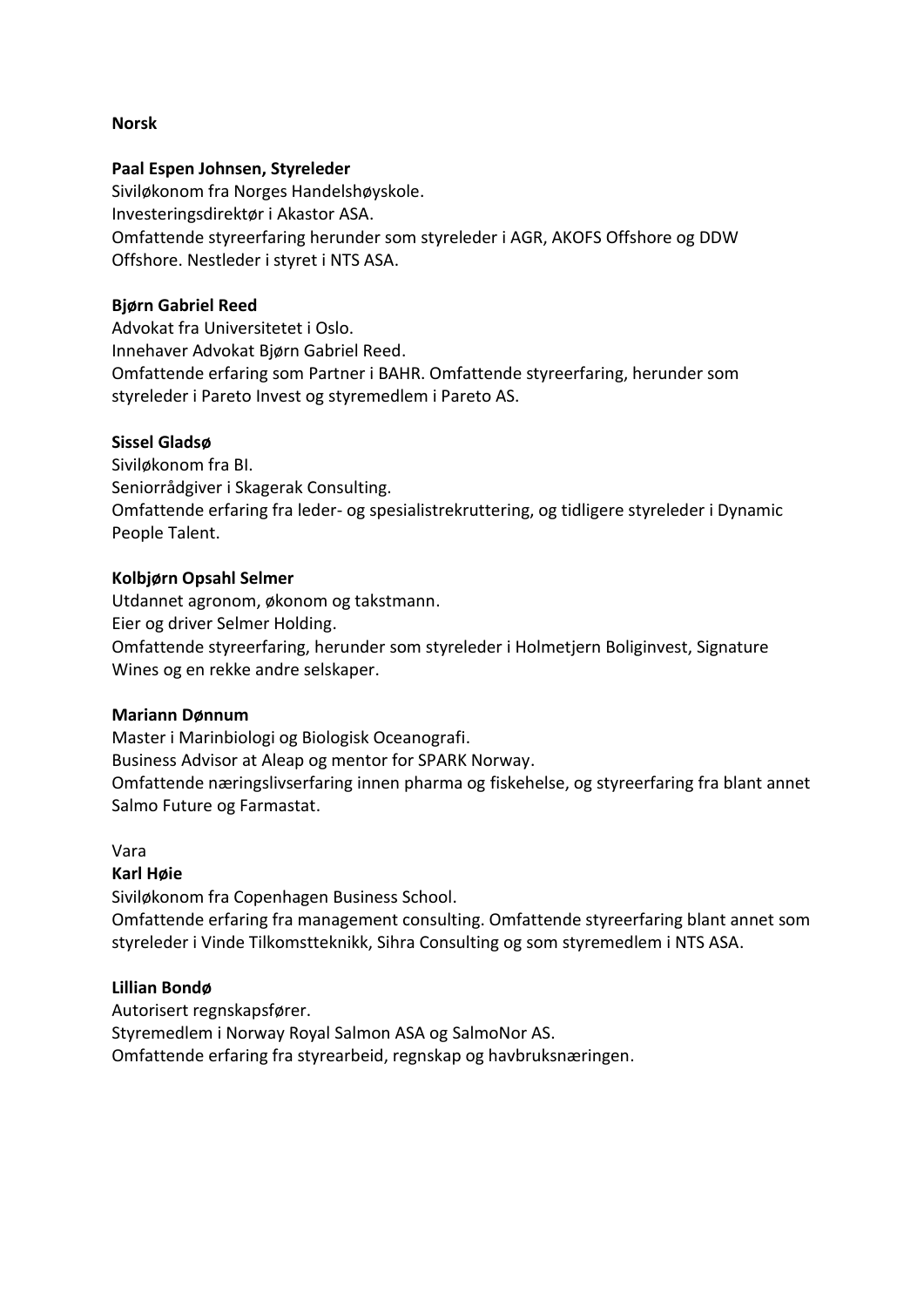**Norsk**

**Paal Espen Johnsen, Styreleder**
Siviløkonom fra Norges Handelshøyskole.
Investeringsdirektør i Akastor ASA.
Omfattende styreerfaring herunder som styreleder i AGR, AKOFS Offshore og DDW Offshore. Nestleder i styret i NTS ASA.

**Bjørn Gabriel Reed**
Advokat fra Universitetet i Oslo.
Innehaver Advokat Bjørn Gabriel Reed.
Omfattende erfaring som Partner i BAHR. Omfattende styreerfaring, herunder som styreleder i Pareto Invest og styremedlem i Pareto AS.

**Sissel Gladsø**
Siviløkonom fra BI.
Seniorrådgiver i Skagerak Consulting.
Omfattende erfaring fra leder- og spesialistrekruttering, og tidligere styreleder i Dynamic People Talent.

**Kolbjørn Opsahl Selmer**
Utdannet agronom, økonom og takstmann.
Eier og driver Selmer Holding.
Omfattende styreerfaring, herunder som styreleder i Holmetjern Boliginvest, Signature Wines og en rekke andre selskaper.

**Mariann Dønnum**
Master i Marinbiologi og Biologisk Oceanografi.
Business Advisor at Aleap og mentor for SPARK Norway.
Omfattende næringslivserfaring innen pharma og fiskehelse, og styreerfaring fra blant annet Salmo Future og Farmastat.

Vara

**Karl Høie**
Siviløkonom fra Copenhagen Business School.
Omfattende erfaring fra management consulting. Omfattende styreerfaring blant annet som styreleder i Vinde Tilkomstteknikk, Sihra Consulting og som styremedlem i NTS ASA.

**Lillian Bondø**
Autorisert regnskapsfører.
Styremedlem i Norway Royal Salmon ASA og SalmoNor AS.
Omfattende erfaring fra styrearbeid, regnskap og havbruksnæringen.